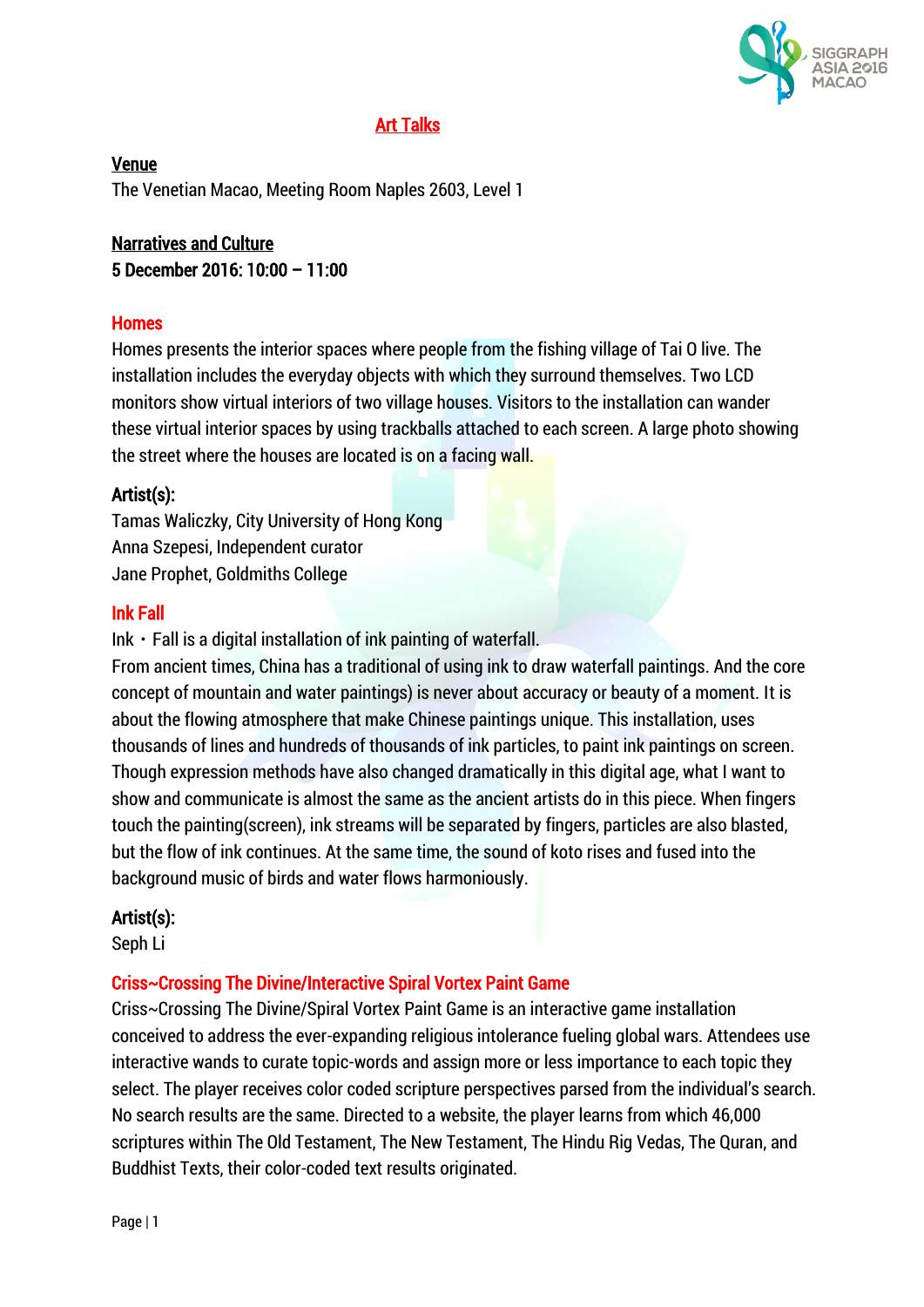# Art Talks

## Venue

The Venetian Macao, Meeting Room Naples 2603, Level 1

## Narratives and Culture

**5 December 2016: 10:00 – 11:00**

### Homes

Homes presents the interior spaces where people from the fishing village of Tai O live. The installation includes the everyday objects with which they surround themselves. Two LCD monitors show virtual interiors of two village houses. Visitors to the installation can wander these virtual interior spaces by using trackballs attached to each screen. A large photo showing the street where the houses are located is on a facing wall.

**Artist(s):**

Tamas Waliczky, City University of Hong Kong
Anna Szepesi, Independent curator
Jane Prophet, Goldmiths College

### Ink Fall

Ink・Fall is a digital installation of ink painting of waterfall.
From ancient times, China has a traditional of using ink to draw waterfall paintings. And the core concept of mountain and water paintings) is never about accuracy or beauty of a moment. It is about the flowing atmosphere that make Chinese paintings unique. This installation, uses thousands of lines and hundreds of thousands of ink particles, to paint ink paintings on screen. Though expression methods have also changed dramatically in this digital age, what I want to show and communicate is almost the same as the ancient artists do in this piece. When fingers touch the painting(screen), ink streams will be separated by fingers, particles are also blasted, but the flow of ink continues. At the same time, the sound of koto rises and fused into the background music of birds and water flows harmoniously.

**Artist(s):**

Seph Li

### Criss~Crossing The Divine/Interactive Spiral Vortex Paint Game

Criss~Crossing The Divine/Spiral Vortex Paint Game is an interactive game installation conceived to address the ever-expanding religious intolerance fueling global wars. Attendees use interactive wands to curate topic-words and assign more or less importance to each topic they select. The player receives color coded scripture perspectives parsed from the individual's search. No search results are the same. Directed to a website, the player learns from which 46,000 scriptures within The Old Testament, The New Testament, The Hindu Rig Vedas, The Quran, and Buddhist Texts, their color-coded text results originated.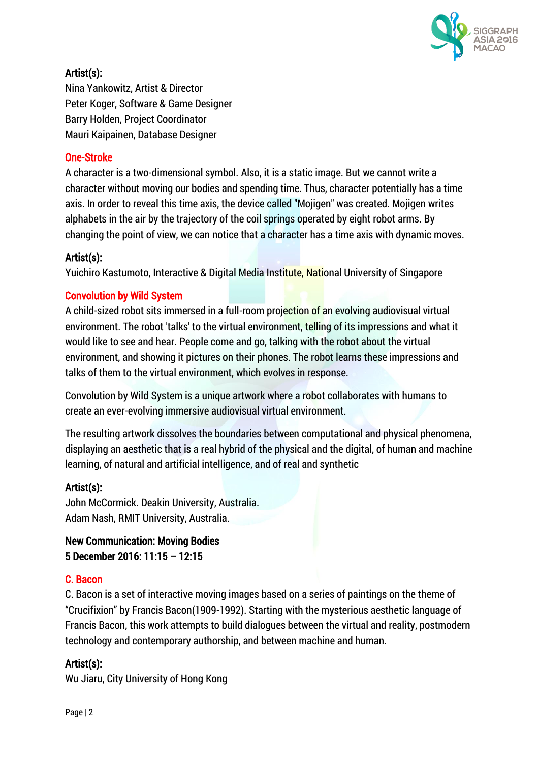**Artist(s):**
Nina Yankowitz, Artist & Director
Peter Koger, Software & Game Designer
Barry Holden, Project Coordinator
Mauri Kaipainen, Database Designer

### One-Stroke

A character is a two-dimensional symbol. Also, it is a static image. But we cannot write a character without moving our bodies and spending time. Thus, character potentially has a time axis. In order to reveal this time axis, the device called "Mojigen" was created. Mojigen writes alphabets in the air by the trajectory of the coil springs operated by eight robot arms. By changing the point of view, we can notice that a character has a time axis with dynamic moves.

**Artist(s):**
Yuichiro Kastumoto, Interactive & Digital Media Institute, National University of Singapore

### Convolution by Wild System

A child-sized robot sits immersed in a full-room projection of an evolving audiovisual virtual environment. The robot 'talks' to the virtual environment, telling of its impressions and what it would like to see and hear. People come and go, talking with the robot about the virtual environment, and showing it pictures on their phones. The robot learns these impressions and talks of them to the virtual environment, which evolves in response.

Convolution by Wild System is a unique artwork where a robot collaborates with humans to create an ever-evolving immersive audiovisual virtual environment.

The resulting artwork dissolves the boundaries between computational and physical phenomena, displaying an aesthetic that is a real hybrid of the physical and the digital, of human and machine learning, of natural and artificial intelligence, and of real and synthetic

**Artist(s):**
John McCormick. Deakin University, Australia.
Adam Nash, RMIT University, Australia.

## New Communication: Moving Bodies

**5 December 2016: 11:15 – 12:15**

### C. Bacon

C. Bacon is a set of interactive moving images based on a series of paintings on the theme of "Crucifixion" by Francis Bacon(1909-1992). Starting with the mysterious aesthetic language of Francis Bacon, this work attempts to build dialogues between the virtual and reality, postmodern technology and contemporary authorship, and between machine and human.

**Artist(s):**
Wu Jiaru, City University of Hong Kong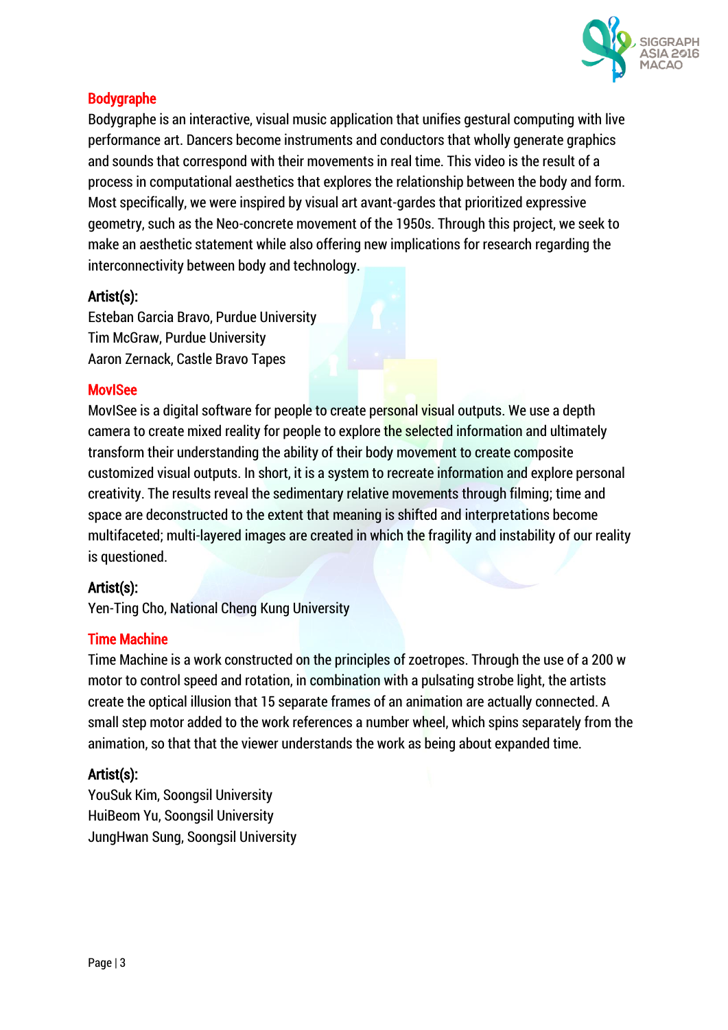## Bodygraphe

Bodygraphe is an interactive, visual music application that unifies gestural computing with live performance art. Dancers become instruments and conductors that wholly generate graphics and sounds that correspond with their movements in real time. This video is the result of a process in computational aesthetics that explores the relationship between the body and form. Most specifically, we were inspired by visual art avant-gardes that prioritized expressive geometry, such as the Neo-concrete movement of the 1950s. Through this project, we seek to make an aesthetic statement while also offering new implications for research regarding the interconnectivity between body and technology.

### Artist(s):

Esteban Garcia Bravo, Purdue University
Tim McGraw, Purdue University
Aaron Zernack, Castle Bravo Tapes

## MovISee

MovISee is a digital software for people to create personal visual outputs. We use a depth camera to create mixed reality for people to explore the selected information and ultimately transform their understanding the ability of their body movement to create composite customized visual outputs. In short, it is a system to recreate information and explore personal creativity. The results reveal the sedimentary relative movements through filming; time and space are deconstructed to the extent that meaning is shifted and interpretations become multifaceted; multi-layered images are created in which the fragility and instability of our reality is questioned.

### Artist(s):

Yen-Ting Cho, National Cheng Kung University

## Time Machine

Time Machine is a work constructed on the principles of zoetropes. Through the use of a 200 w motor to control speed and rotation, in combination with a pulsating strobe light, the artists create the optical illusion that 15 separate frames of an animation are actually connected. A small step motor added to the work references a number wheel, which spins separately from the animation, so that that the viewer understands the work as being about expanded time.

### Artist(s):

YouSuk Kim, Soongsil University
HuiBeom Yu, Soongsil University
JungHwan Sung, Soongsil University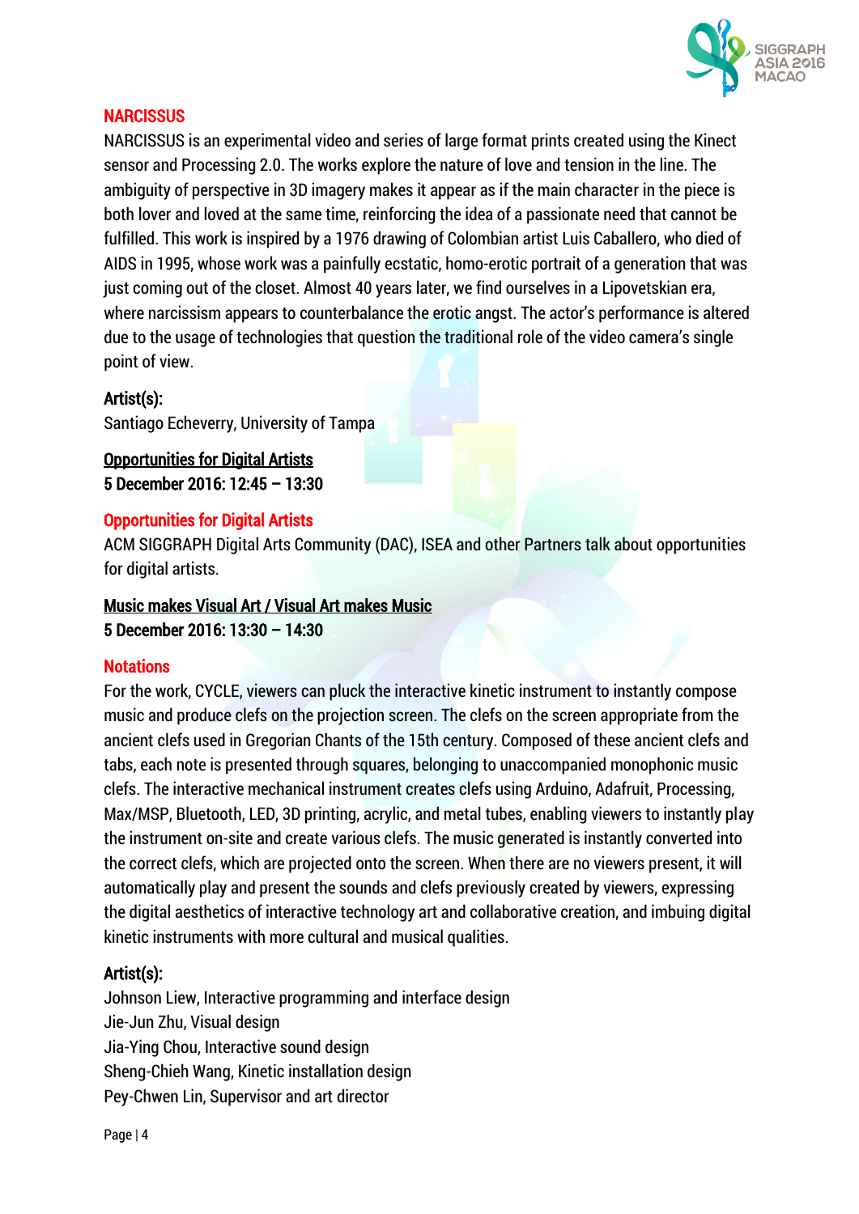### NARCISSUS

NARCISSUS is an experimental video and series of large format prints created using the Kinect sensor and Processing 2.0. The works explore the nature of love and tension in the line. The ambiguity of perspective in 3D imagery makes it appear as if the main character in the piece is both lover and loved at the same time, reinforcing the idea of a passionate need that cannot be fulfilled. This work is inspired by a 1976 drawing of Colombian artist Luis Caballero, who died of AIDS in 1995, whose work was a painfully ecstatic, homo-erotic portrait of a generation that was just coming out of the closet. Almost 40 years later, we find ourselves in a Lipovetskian era, where narcissism appears to counterbalance the erotic angst. The actor's performance is altered due to the usage of technologies that question the traditional role of the video camera's single point of view.

**Artist(s):**
Santiago Echeverry, University of Tampa

## Opportunities for Digital Artists
**5 December 2016: 12:45 – 13:30**

### Opportunities for Digital Artists

ACM SIGGRAPH Digital Arts Community (DAC), ISEA and other Partners talk about opportunities for digital artists.

## Music makes Visual Art / Visual Art makes Music
**5 December 2016: 13:30 – 14:30**

### Notations

For the work, CYCLE, viewers can pluck the interactive kinetic instrument to instantly compose music and produce clefs on the projection screen. The clefs on the screen appropriate from the ancient clefs used in Gregorian Chants of the 15th century. Composed of these ancient clefs and tabs, each note is presented through squares, belonging to unaccompanied monophonic music clefs. The interactive mechanical instrument creates clefs using Arduino, Adafruit, Processing, Max/MSP, Bluetooth, LED, 3D printing, acrylic, and metal tubes, enabling viewers to instantly play the instrument on-site and create various clefs. The music generated is instantly converted into the correct clefs, which are projected onto the screen. When there are no viewers present, it will automatically play and present the sounds and clefs previously created by viewers, expressing the digital aesthetics of interactive technology art and collaborative creation, and imbuing digital kinetic instruments with more cultural and musical qualities.

**Artist(s):**
Johnson Liew, Interactive programming and interface design
Jie-Jun Zhu, Visual design
Jia-Ying Chou, Interactive sound design
Sheng-Chieh Wang, Kinetic installation design
Pey-Chwen Lin, Supervisor and art director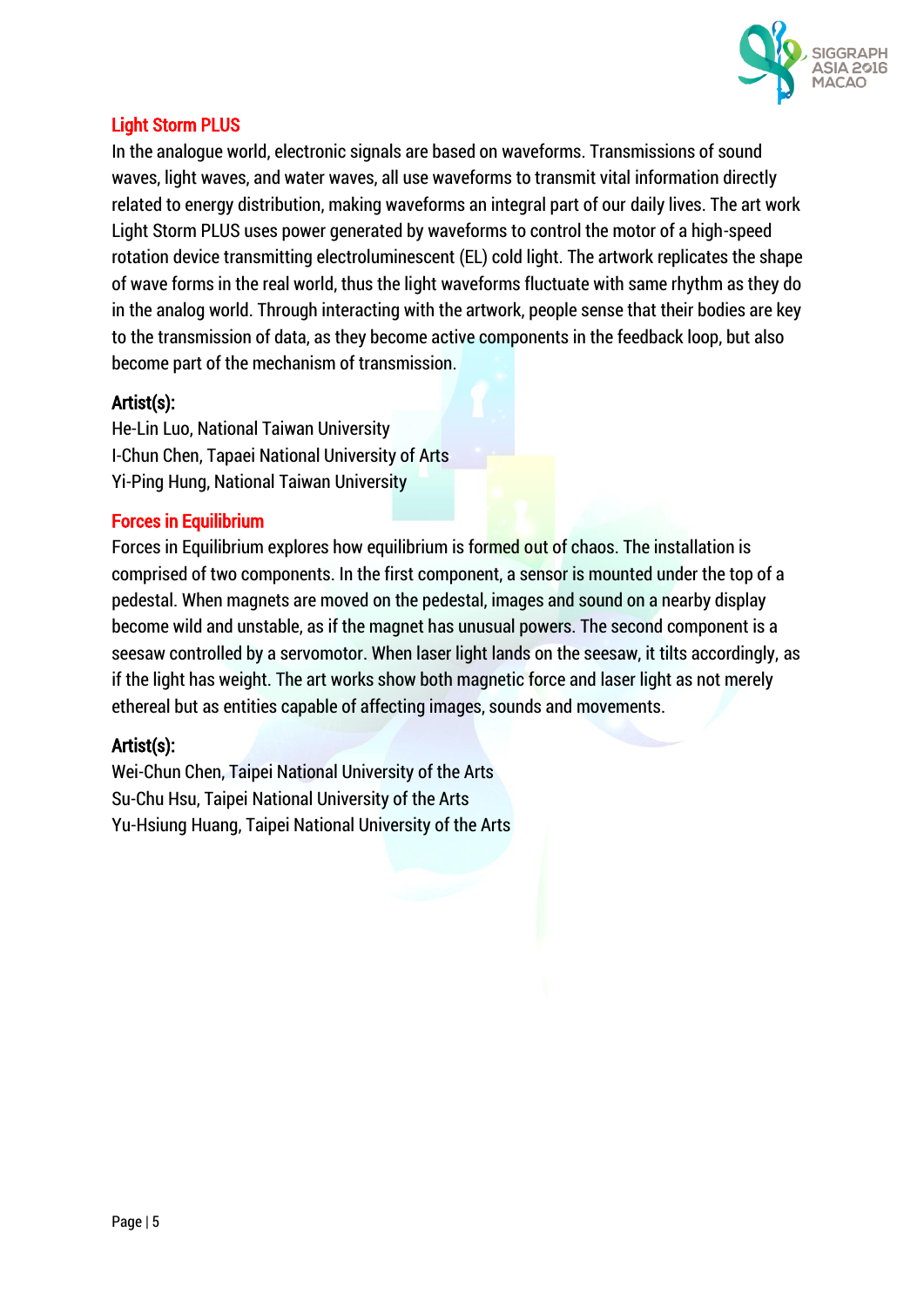## Light Storm PLUS

In the analogue world, electronic signals are based on waveforms. Transmissions of sound waves, light waves, and water waves, all use waveforms to transmit vital information directly related to energy distribution, making waveforms an integral part of our daily lives. The art work Light Storm PLUS uses power generated by waveforms to control the motor of a high-speed rotation device transmitting electroluminescent (EL) cold light. The artwork replicates the shape of wave forms in the real world, thus the light waveforms fluctuate with same rhythm as they do in the analog world. Through interacting with the artwork, people sense that their bodies are key to the transmission of data, as they become active components in the feedback loop, but also become part of the mechanism of transmission.

### Artist(s):

He-Lin Luo, National Taiwan University
I-Chun Chen, Tapaei National University of Arts
Yi-Ping Hung, National Taiwan University

## Forces in Equilibrium

Forces in Equilibrium explores how equilibrium is formed out of chaos. The installation is comprised of two components. In the first component, a sensor is mounted under the top of a pedestal. When magnets are moved on the pedestal, images and sound on a nearby display become wild and unstable, as if the magnet has unusual powers. The second component is a seesaw controlled by a servomotor. When laser light lands on the seesaw, it tilts accordingly, as if the light has weight. The art works show both magnetic force and laser light as not merely ethereal but as entities capable of affecting images, sounds and movements.

### Artist(s):

Wei-Chun Chen, Taipei National University of the Arts
Su-Chu Hsu, Taipei National University of the Arts
Yu-Hsiung Huang, Taipei National University of the Arts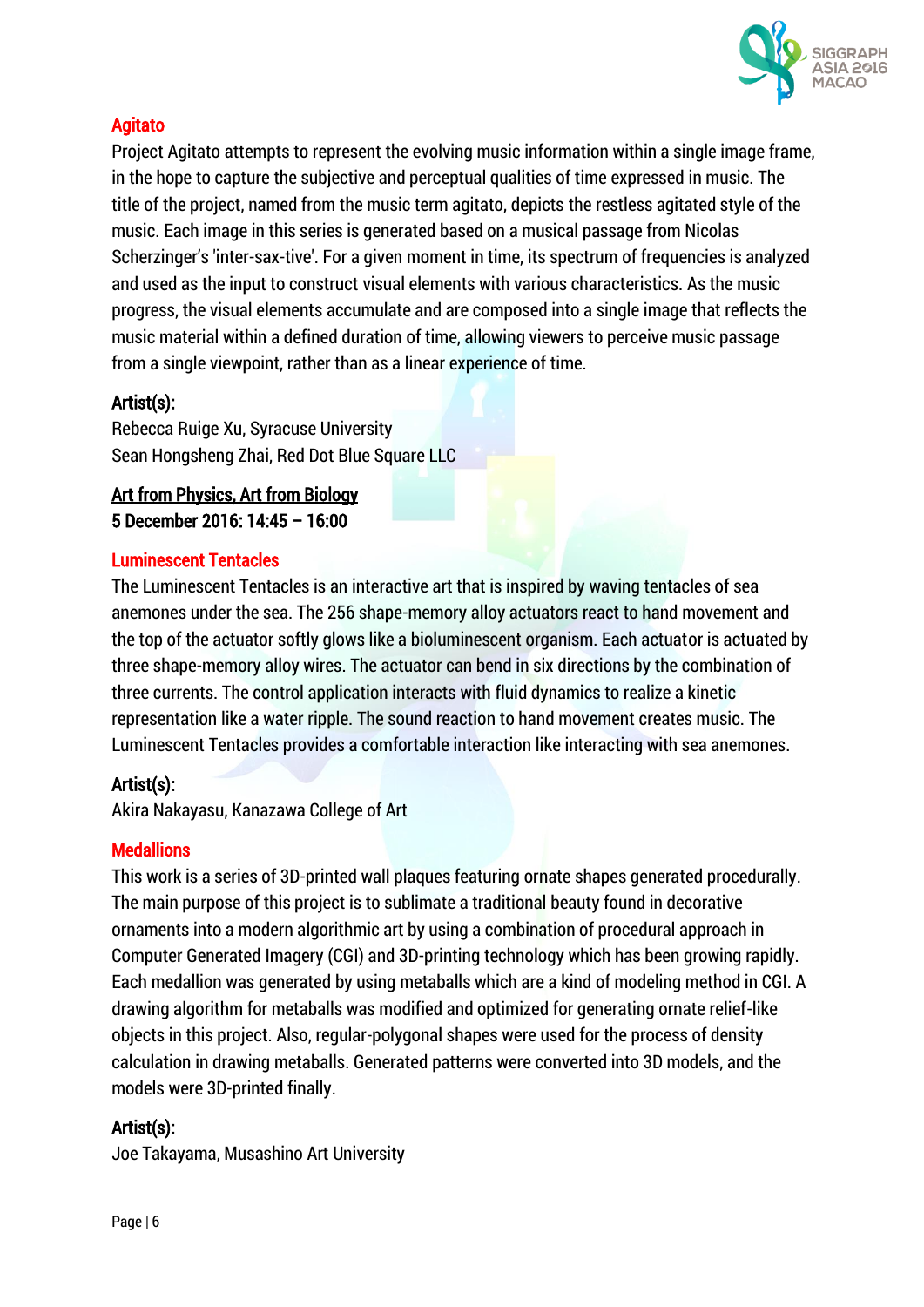### Agitato

Project Agitato attempts to represent the evolving music information within a single image frame, in the hope to capture the subjective and perceptual qualities of time expressed in music. The title of the project, named from the music term agitato, depicts the restless agitated style of the music. Each image in this series is generated based on a musical passage from Nicolas Scherzinger's 'inter-sax-tive'. For a given moment in time, its spectrum of frequencies is analyzed and used as the input to construct visual elements with various characteristics. As the music progress, the visual elements accumulate and are composed into a single image that reflects the music material within a defined duration of time, allowing viewers to perceive music passage from a single viewpoint, rather than as a linear experience of time.

**Artist(s):**
Rebecca Ruige Xu, Syracuse University
Sean Hongsheng Zhai, Red Dot Blue Square LLC

## Art from Physics, Art from Biology

**5 December 2016: 14:45 – 16:00**

### Luminescent Tentacles

The Luminescent Tentacles is an interactive art that is inspired by waving tentacles of sea anemones under the sea. The 256 shape-memory alloy actuators react to hand movement and the top of the actuator softly glows like a bioluminescent organism. Each actuator is actuated by three shape-memory alloy wires. The actuator can bend in six directions by the combination of three currents. The control application interacts with fluid dynamics to realize a kinetic representation like a water ripple. The sound reaction to hand movement creates music. The Luminescent Tentacles provides a comfortable interaction like interacting with sea anemones.

**Artist(s):**
Akira Nakayasu, Kanazawa College of Art

### Medallions

This work is a series of 3D-printed wall plaques featuring ornate shapes generated procedurally. The main purpose of this project is to sublimate a traditional beauty found in decorative ornaments into a modern algorithmic art by using a combination of procedural approach in Computer Generated Imagery (CGI) and 3D-printing technology which has been growing rapidly. Each medallion was generated by using metaballs which are a kind of modeling method in CGI. A drawing algorithm for metaballs was modified and optimized for generating ornate relief-like objects in this project. Also, regular-polygonal shapes were used for the process of density calculation in drawing metaballs. Generated patterns were converted into 3D models, and the models were 3D-printed finally.

**Artist(s):**
Joe Takayama, Musashino Art University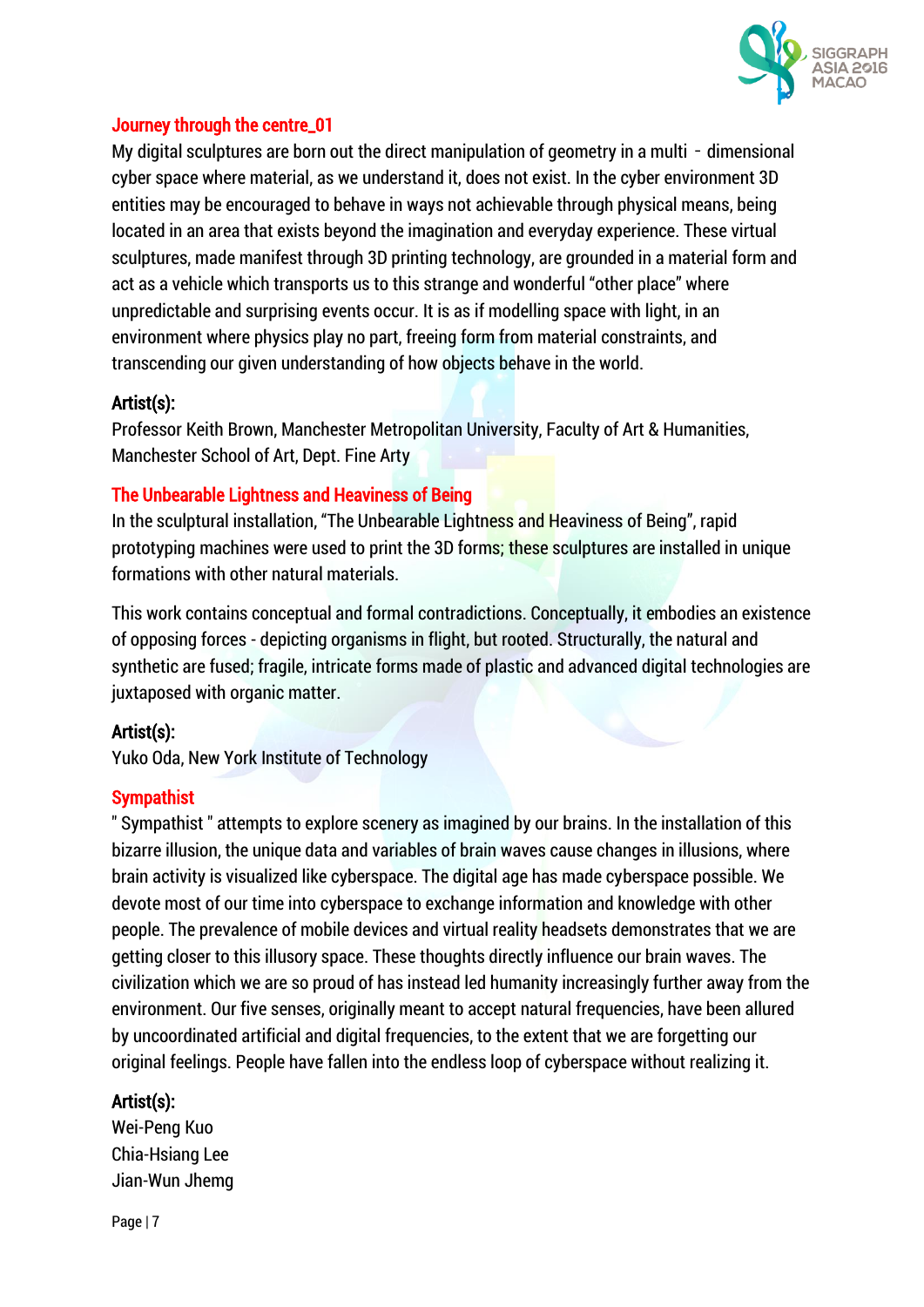## Journey through the centre_01

My digital sculptures are born out the direct manipulation of geometry in a multi - dimensional cyber space where material, as we understand it, does not exist. In the cyber environment 3D entities may be encouraged to behave in ways not achievable through physical means, being located in an area that exists beyond the imagination and everyday experience. These virtual sculptures, made manifest through 3D printing technology, are grounded in a material form and act as a vehicle which transports us to this strange and wonderful "other place" where unpredictable and surprising events occur. It is as if modelling space with light, in an environment where physics play no part, freeing form from material constraints, and transcending our given understanding of how objects behave in the world.

**Artist(s):**

Professor Keith Brown, Manchester Metropolitan University, Faculty of Art & Humanities, Manchester School of Art, Dept. Fine Arty

## The Unbearable Lightness and Heaviness of Being

In the sculptural installation, "The Unbearable Lightness and Heaviness of Being", rapid prototyping machines were used to print the 3D forms; these sculptures are installed in unique formations with other natural materials.

This work contains conceptual and formal contradictions. Conceptually, it embodies an existence of opposing forces - depicting organisms in flight, but rooted. Structurally, the natural and synthetic are fused; fragile, intricate forms made of plastic and advanced digital technologies are juxtaposed with organic matter.

**Artist(s):**

Yuko Oda, New York Institute of Technology

## Sympathist

" Sympathist " attempts to explore scenery as imagined by our brains. In the installation of this bizarre illusion, the unique data and variables of brain waves cause changes in illusions, where brain activity is visualized like cyberspace. The digital age has made cyberspace possible. We devote most of our time into cyberspace to exchange information and knowledge with other people. The prevalence of mobile devices and virtual reality headsets demonstrates that we are getting closer to this illusory space. These thoughts directly influence our brain waves. The civilization which we are so proud of has instead led humanity increasingly further away from the environment. Our five senses, originally meant to accept natural frequencies, have been allured by uncoordinated artificial and digital frequencies, to the extent that we are forgetting our original feelings. People have fallen into the endless loop of cyberspace without realizing it.

**Artist(s):**

Wei-Peng Kuo
Chia-Hsiang Lee
Jian-Wun Jhemg